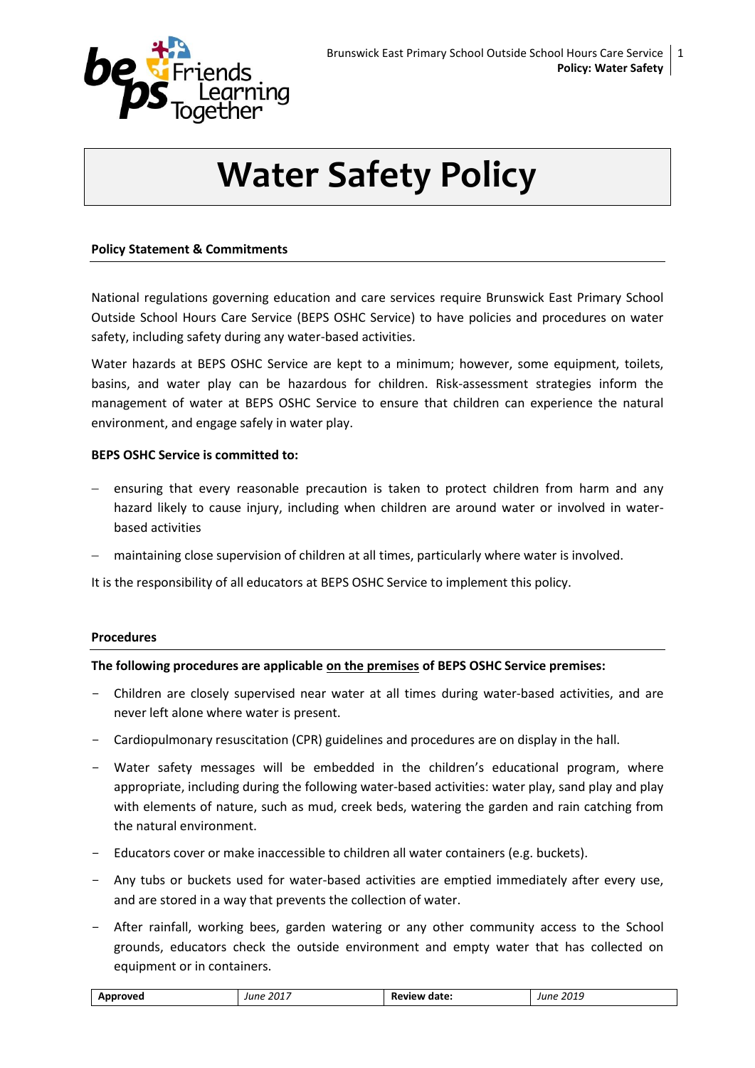# Water Safety Policy

## Policy Statement & Commitments

National regulations governing education and care services require Brunswick East Primary School Outside School Hours Care Service (BEPS OSHC Service) to have policies and procedures on water safety, including safety during any water-based activities.

Water hazards at BEPS OSHC Service are kept to a minimum; however, some equipment, toilets, basins, and water play can be hazardous for children. Risk-assessment strategies inform the management of water at BEPS OSHC Service to ensure that children can experience the natural environment, and engage safely in water play.

**BEPS OSHC Service is committed to:**

- ensuring that every reasonable precaution is taken to protect children from harm and any hazard likely to cause injury, including when children are around water or involved in water-based activities
- maintaining close supervision of children at all times, particularly where water is involved.

It is the responsibility of all educators at BEPS OSHC Service to implement this policy.

## Procedures

**The following procedures are applicable <u>on the premises</u> of BEPS OSHC Service premises:**

- Children are closely supervised near water at all times during water-based activities, and are never left alone where water is present.
- Cardiopulmonary resuscitation (CPR) guidelines and procedures are on display in the hall.
- Water safety messages will be embedded in the children's educational program, where appropriate, including during the following water-based activities: water play, sand play and play with elements of nature, such as mud, creek beds, watering the garden and rain catching from the natural environment.
- Educators cover or make inaccessible to children all water containers (e.g. buckets).
- Any tubs or buckets used for water-based activities are emptied immediately after every use, and are stored in a way that prevents the collection of water.
- After rainfall, working bees, garden watering or any other community access to the School grounds, educators check the outside environment and empty water that has collected on equipment or in containers.

| Approved | June 2017 | Review date: | June 2019 |
|---|---|---|---|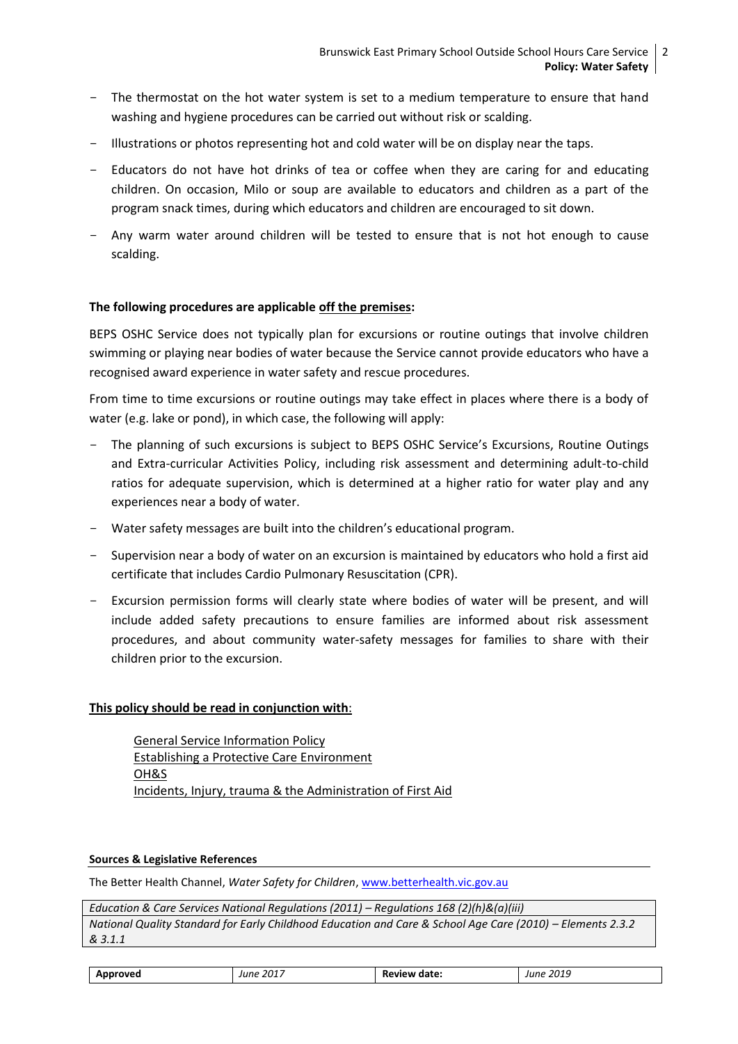- The thermostat on the hot water system is set to a medium temperature to ensure that hand washing and hygiene procedures can be carried out without risk or scalding.
- Illustrations or photos representing hot and cold water will be on display near the taps.
- Educators do not have hot drinks of tea or coffee when they are caring for and educating children. On occasion, Milo or soup are available to educators and children as a part of the program snack times, during which educators and children are encouraged to sit down.
- Any warm water around children will be tested to ensure that is not hot enough to cause scalding.

**The following procedures are applicable off the premises:**

BEPS OSHC Service does not typically plan for excursions or routine outings that involve children swimming or playing near bodies of water because the Service cannot provide educators who have a recognised award experience in water safety and rescue procedures.

From time to time excursions or routine outings may take effect in places where there is a body of water (e.g. lake or pond), in which case, the following will apply:

- The planning of such excursions is subject to BEPS OSHC Service's Excursions, Routine Outings and Extra-curricular Activities Policy, including risk assessment and determining adult-to-child ratios for adequate supervision, which is determined at a higher ratio for water play and any experiences near a body of water.
- Water safety messages are built into the children's educational program.
- Supervision near a body of water on an excursion is maintained by educators who hold a first aid certificate that includes Cardio Pulmonary Resuscitation (CPR).
- Excursion permission forms will clearly state where bodies of water will be present, and will include added safety precautions to ensure families are informed about risk assessment procedures, and about community water-safety messages for families to share with their children prior to the excursion.

**This policy should be read in conjunction with**:

General Service Information Policy
Establishing a Protective Care Environment
OH&S
Incidents, Injury, trauma & the Administration of First Aid

**Sources & Legislative References**

The Better Health Channel, *Water Safety for Children*, www.betterhealth.vic.gov.au

| *Education & Care Services National Regulations (2011) – Regulations 168 (2)(h)&(a)(iii)* |
|---|
| *National Quality Standard for Early Childhood Education and Care & School Age Care (2010) – Elements 2.3.2 & 3.1.1* |

| **Approved** | *June 2017* | **Review date:** | *June 2019* |
|---|---|---|---|